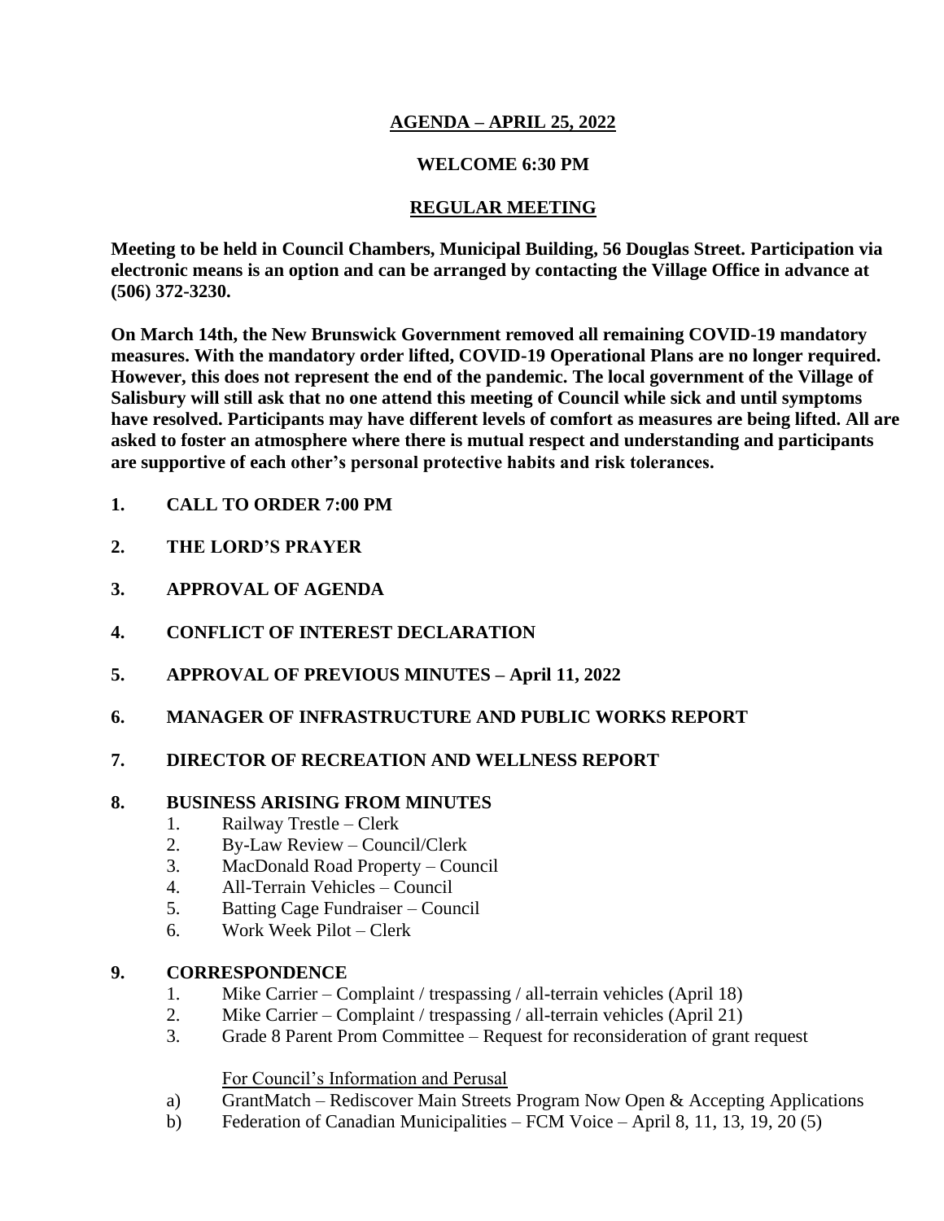**AGENDA – APRIL 25, 2022**

**WELCOME 6:30 PM**

**REGULAR MEETING**

**Meeting to be held in Council Chambers, Municipal Building, 56 Douglas Street. Participation via electronic means is an option and can be arranged by contacting the Village Office in advance at (506) 372-3230.**

**On March 14th, the New Brunswick Government removed all remaining COVID-19 mandatory measures. With the mandatory order lifted, COVID-19 Operational Plans are no longer required. However, this does not represent the end of the pandemic. The local government of the Village of Salisbury will still ask that no one attend this meeting of Council while sick and until symptoms have resolved. Participants may have different levels of comfort as measures are being lifted. All are asked to foster an atmosphere where there is mutual respect and understanding and participants are supportive of each other's personal protective habits and risk tolerances.**

1. **CALL TO ORDER 7:00 PM**
2. **THE LORD'S PRAYER**
3. **APPROVAL OF AGENDA**
4. **CONFLICT OF INTEREST DECLARATION**
5. **APPROVAL OF PREVIOUS MINUTES – April 11, 2022**
6. **MANAGER OF INFRASTRUCTURE AND PUBLIC WORKS REPORT**
7. **DIRECTOR OF RECREATION AND WELLNESS REPORT**
8. **BUSINESS ARISING FROM MINUTES**
   1. Railway Trestle – Clerk
   2. By-Law Review – Council/Clerk
   3. MacDonald Road Property – Council
   4. All-Terrain Vehicles – Council
   5. Batting Cage Fundraiser – Council
   6. Work Week Pilot – Clerk
9. **CORRESPONDENCE**
   1. Mike Carrier – Complaint / trespassing / all-terrain vehicles (April 18)
   2. Mike Carrier – Complaint / trespassing / all-terrain vehicles (April 21)
   3. Grade 8 Parent Prom Committee – Request for reconsideration of grant request

   For Council's Information and Perusal

   a) GrantMatch – Rediscover Main Streets Program Now Open & Accepting Applications
   b) Federation of Canadian Municipalities – FCM Voice – April 8, 11, 13, 19, 20 (5)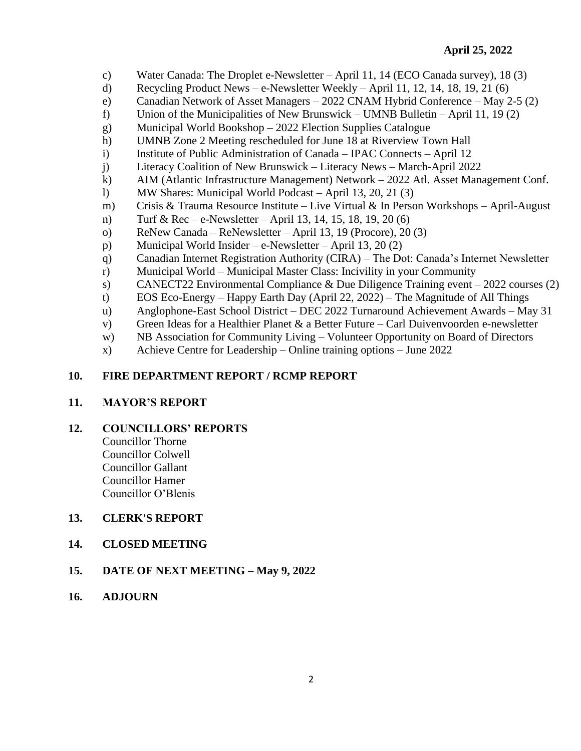**April 25, 2022**

c) Water Canada: The Droplet e-Newsletter – April 11, 14 (ECO Canada survey), 18 (3)
d) Recycling Product News – e-Newsletter Weekly – April 11, 12, 14, 18, 19, 21 (6)
e) Canadian Network of Asset Managers – 2022 CNAM Hybrid Conference – May 2-5 (2)
f) Union of the Municipalities of New Brunswick – UMNB Bulletin – April 11, 19 (2)
g) Municipal World Bookshop – 2022 Election Supplies Catalogue
h) UMNB Zone 2 Meeting rescheduled for June 18 at Riverview Town Hall
i) Institute of Public Administration of Canada – IPAC Connects – April 12
j) Literacy Coalition of New Brunswick – Literacy News – March-April 2022
k) AIM (Atlantic Infrastructure Management) Network – 2022 Atl. Asset Management Conf.
l) MW Shares: Municipal World Podcast – April 13, 20, 21 (3)
m) Crisis & Trauma Resource Institute – Live Virtual & In Person Workshops – April-August
n) Turf & Rec – e-Newsletter – April 13, 14, 15, 18, 19, 20 (6)
o) ReNew Canada – ReNewsletter – April 13, 19 (Procore), 20 (3)
p) Municipal World Insider – e-Newsletter – April 13, 20 (2)
q) Canadian Internet Registration Authority (CIRA) – The Dot: Canada's Internet Newsletter
r) Municipal World – Municipal Master Class: Incivility in your Community
s) CANECT22 Environmental Compliance & Due Diligence Training event – 2022 courses (2)
t) EOS Eco-Energy – Happy Earth Day (April 22, 2022) – The Magnitude of All Things
u) Anglophone-East School District – DEC 2022 Turnaround Achievement Awards – May 31
v) Green Ideas for a Healthier Planet & a Better Future – Carl Duivenvoorden e-newsletter
w) NB Association for Community Living – Volunteer Opportunity on Board of Directors
x) Achieve Centre for Leadership – Online training options – June 2022

**10. FIRE DEPARTMENT REPORT / RCMP REPORT**

**11. MAYOR'S REPORT**

**12. COUNCILLORS' REPORTS**

Councillor Thorne
Councillor Colwell
Councillor Gallant
Councillor Hamer
Councillor O'Blenis

**13. CLERK'S REPORT**

**14. CLOSED MEETING**

**15. DATE OF NEXT MEETING – May 9, 2022**

**16. ADJOURN**